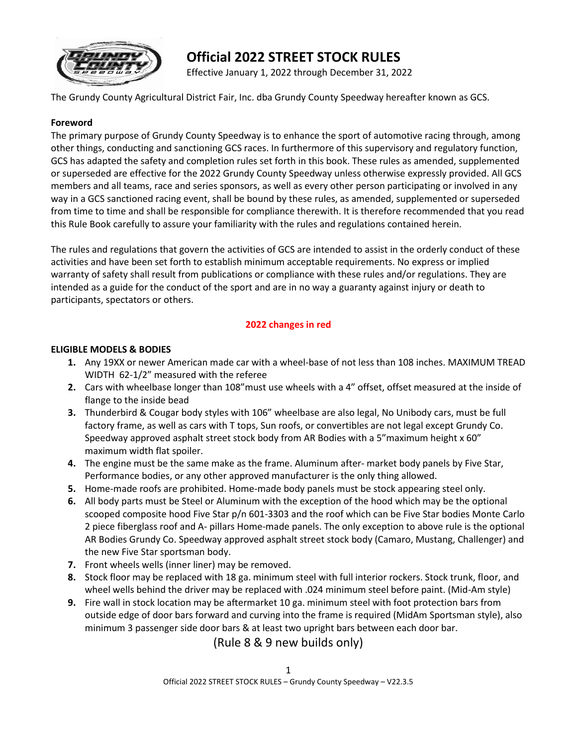# Official 2022 STREET STOCK RULES

Effective January 1, 2022 through December 31, 2022

The Grundy County Agricultural District Fair, Inc. dba Grundy County Speedway hereafter known as GCS.

**Foreword**

The primary purpose of Grundy County Speedway is to enhance the sport of automotive racing through, among other things, conducting and sanctioning GCS races. In furthermore of this supervisory and regulatory function, GCS has adapted the safety and completion rules set forth in this book. These rules as amended, supplemented or superseded are effective for the 2022 Grundy County Speedway unless otherwise expressly provided. All GCS members and all teams, race and series sponsors, as well as every other person participating or involved in any way in a GCS sanctioned racing event, shall be bound by these rules, as amended, supplemented or superseded from time to time and shall be responsible for compliance therewith. It is therefore recommended that you read this Rule Book carefully to assure your familiarity with the rules and regulations contained herein.

The rules and regulations that govern the activities of GCS are intended to assist in the orderly conduct of these activities and have been set forth to establish minimum acceptable requirements. No express or implied warranty of safety shall result from publications or compliance with these rules and/or regulations. They are intended as a guide for the conduct of the sport and are in no way a guaranty against injury or death to participants, spectators or others.

**2022 changes in red**

**ELIGIBLE MODELS & BODIES**

1. Any 19XX or newer American made car with a wheel-base of not less than 108 inches. MAXIMUM TREAD WIDTH 62-1/2" measured with the referee
2. Cars with wheelbase longer than 108"must use wheels with a 4" offset, offset measured at the inside of flange to the inside bead
3. Thunderbird & Cougar body styles with 106" wheelbase are also legal, No Unibody cars, must be full factory frame, as well as cars with T tops, Sun roofs, or convertibles are not legal except Grundy Co. Speedway approved asphalt street stock body from AR Bodies with a 5"maximum height x 60" maximum width flat spoiler.
4. The engine must be the same make as the frame. Aluminum after- market body panels by Five Star, Performance bodies, or any other approved manufacturer is the only thing allowed.
5. Home-made roofs are prohibited. Home-made body panels must be stock appearing steel only.
6. All body parts must be Steel or Aluminum with the exception of the hood which may be the optional scooped composite hood Five Star p/n 601-3303 and the roof which can be Five Star bodies Monte Carlo 2 piece fiberglass roof and A- pillars Home-made panels. The only exception to above rule is the optional AR Bodies Grundy Co. Speedway approved asphalt street stock body (Camaro, Mustang, Challenger) and the new Five Star sportsman body.
7. Front wheels wells (inner liner) may be removed.
8. Stock floor may be replaced with 18 ga. minimum steel with full interior rockers. Stock trunk, floor, and wheel wells behind the driver may be replaced with .024 minimum steel before paint. (Mid-Am style)
9. Fire wall in stock location may be aftermarket 10 ga. minimum steel with foot protection bars from outside edge of door bars forward and curving into the frame is required (MidAm Sportsman style), also minimum 3 passenger side door bars & at least two upright bars between each door bar.

(Rule 8 & 9 new builds only)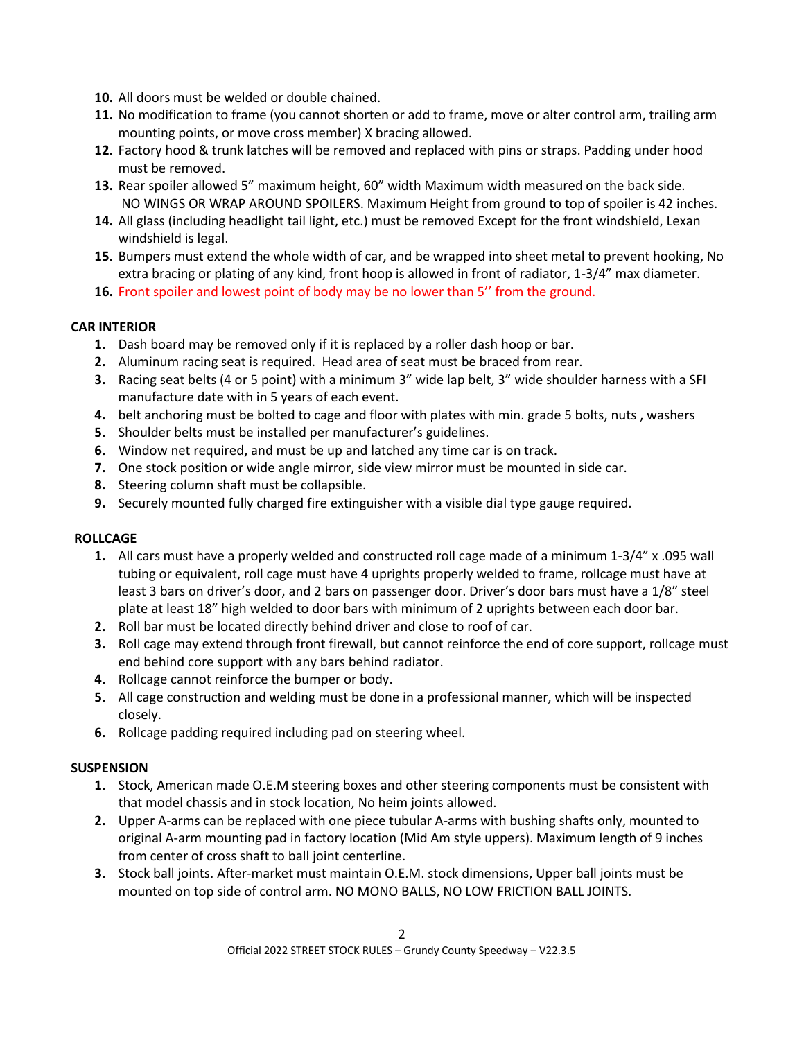10. All doors must be welded or double chained.
11. No modification to frame (you cannot shorten or add to frame, move or alter control arm, trailing arm mounting points, or move cross member) X bracing allowed.
12. Factory hood & trunk latches will be removed and replaced with pins or straps. Padding under hood must be removed.
13. Rear spoiler allowed 5" maximum height, 60" width Maximum width measured on the back side. NO WINGS OR WRAP AROUND SPOILERS. Maximum Height from ground to top of spoiler is 42 inches.
14. All glass (including headlight tail light, etc.) must be removed Except for the front windshield, Lexan windshield is legal.
15. Bumpers must extend the whole width of car, and be wrapped into sheet metal to prevent hooking, No extra bracing or plating of any kind, front hoop is allowed in front of radiator, 1-3/4" max diameter.
16. Front spoiler and lowest point of body may be no lower than 5'' from the ground.

**CAR INTERIOR**

1. Dash board may be removed only if it is replaced by a roller dash hoop or bar.
2. Aluminum racing seat is required. Head area of seat must be braced from rear.
3. Racing seat belts (4 or 5 point) with a minimum 3" wide lap belt, 3" wide shoulder harness with a SFI manufacture date with in 5 years of each event.
4. belt anchoring must be bolted to cage and floor with plates with min. grade 5 bolts, nuts , washers
5. Shoulder belts must be installed per manufacturer's guidelines.
6. Window net required, and must be up and latched any time car is on track.
7. One stock position or wide angle mirror, side view mirror must be mounted in side car.
8. Steering column shaft must be collapsible.
9. Securely mounted fully charged fire extinguisher with a visible dial type gauge required.

**ROLLCAGE**

1. All cars must have a properly welded and constructed roll cage made of a minimum 1-3/4" x .095 wall tubing or equivalent, roll cage must have 4 uprights properly welded to frame, rollcage must have at least 3 bars on driver's door, and 2 bars on passenger door. Driver's door bars must have a 1/8" steel plate at least 18" high welded to door bars with minimum of 2 uprights between each door bar.
2. Roll bar must be located directly behind driver and close to roof of car.
3. Roll cage may extend through front firewall, but cannot reinforce the end of core support, rollcage must end behind core support with any bars behind radiator.
4. Rollcage cannot reinforce the bumper or body.
5. All cage construction and welding must be done in a professional manner, which will be inspected closely.
6. Rollcage padding required including pad on steering wheel.

**SUSPENSION**

1. Stock, American made O.E.M steering boxes and other steering components must be consistent with that model chassis and in stock location, No heim joints allowed.
2. Upper A-arms can be replaced with one piece tubular A-arms with bushing shafts only, mounted to original A-arm mounting pad in factory location (Mid Am style uppers). Maximum length of 9 inches from center of cross shaft to ball joint centerline.
3. Stock ball joints. After-market must maintain O.E.M. stock dimensions, Upper ball joints must be mounted on top side of control arm. NO MONO BALLS, NO LOW FRICTION BALL JOINTS.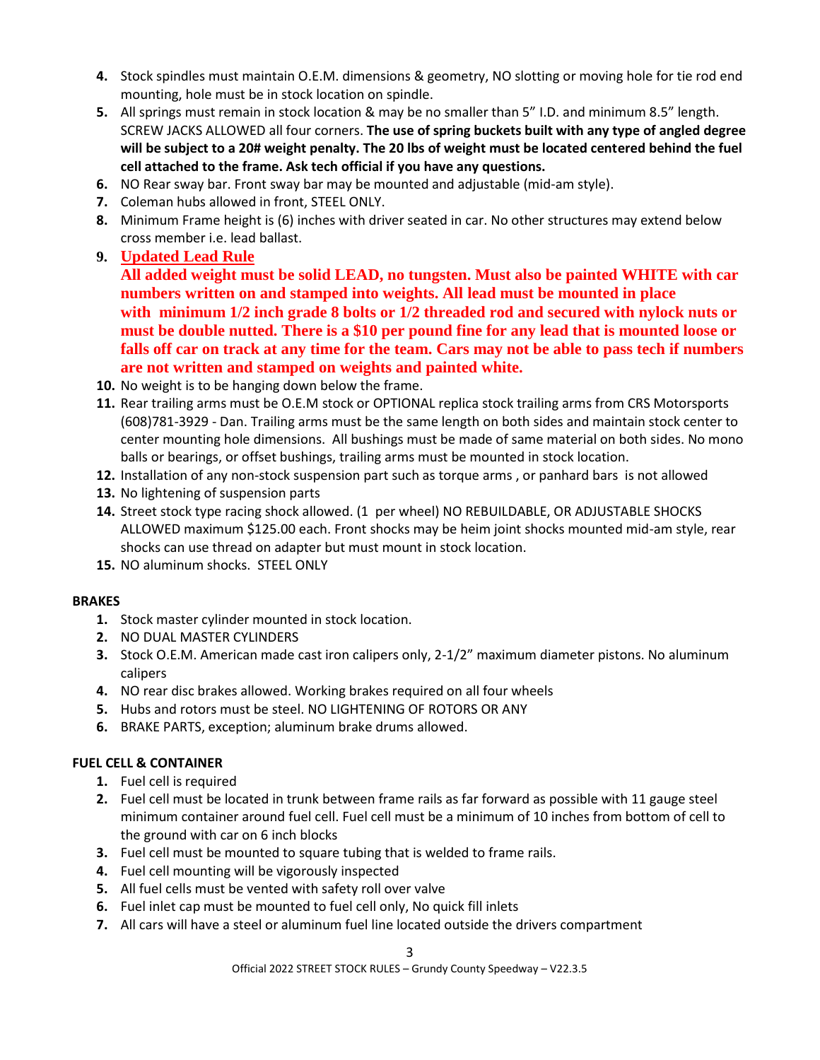4. Stock spindles must maintain O.E.M. dimensions & geometry, NO slotting or moving hole for tie rod end mounting, hole must be in stock location on spindle.
5. All springs must remain in stock location & may be no smaller than 5" I.D. and minimum 8.5" length. SCREW JACKS ALLOWED all four corners. **The use of spring buckets built with any type of angled degree will be subject to a 20# weight penalty. The 20 lbs of weight must be located centered behind the fuel cell attached to the frame. Ask tech official if you have any questions.**
6. NO Rear sway bar. Front sway bar may be mounted and adjustable (mid-am style).
7. Coleman hubs allowed in front, STEEL ONLY.
8. Minimum Frame height is (6) inches with driver seated in car. No other structures may extend below cross member i.e. lead ballast.
9. **Updated Lead Rule**
   **All added weight must be solid LEAD, no tungsten. Must also be painted WHITE with car numbers written on and stamped into weights. All lead must be mounted in place with minimum 1/2 inch grade 8 bolts or 1/2 threaded rod and secured with nylock nuts or must be double nutted. There is a $10 per pound fine for any lead that is mounted loose or falls off car on track at any time for the team. Cars may not be able to pass tech if numbers are not written and stamped on weights and painted white.**
10. No weight is to be hanging down below the frame.
11. Rear trailing arms must be O.E.M stock or OPTIONAL replica stock trailing arms from CRS Motorsports (608)781-3929 - Dan. Trailing arms must be the same length on both sides and maintain stock center to center mounting hole dimensions. All bushings must be made of same material on both sides. No mono balls or bearings, or offset bushings, trailing arms must be mounted in stock location.
12. Installation of any non-stock suspension part such as torque arms , or panhard bars is not allowed
13. No lightening of suspension parts
14. Street stock type racing shock allowed. (1 per wheel) NO REBUILDABLE, OR ADJUSTABLE SHOCKS ALLOWED maximum $125.00 each. Front shocks may be heim joint shocks mounted mid-am style, rear shocks can use thread on adapter but must mount in stock location.
15. NO aluminum shocks. STEEL ONLY

**BRAKES**

1. Stock master cylinder mounted in stock location.
2. NO DUAL MASTER CYLINDERS
3. Stock O.E.M. American made cast iron calipers only, 2-1/2" maximum diameter pistons. No aluminum calipers
4. NO rear disc brakes allowed. Working brakes required on all four wheels
5. Hubs and rotors must be steel. NO LIGHTENING OF ROTORS OR ANY
6. BRAKE PARTS, exception; aluminum brake drums allowed.

**FUEL CELL & CONTAINER**

1. Fuel cell is required
2. Fuel cell must be located in trunk between frame rails as far forward as possible with 11 gauge steel minimum container around fuel cell. Fuel cell must be a minimum of 10 inches from bottom of cell to the ground with car on 6 inch blocks
3. Fuel cell must be mounted to square tubing that is welded to frame rails.
4. Fuel cell mounting will be vigorously inspected
5. All fuel cells must be vented with safety roll over valve
6. Fuel inlet cap must be mounted to fuel cell only, No quick fill inlets
7. All cars will have a steel or aluminum fuel line located outside the drivers compartment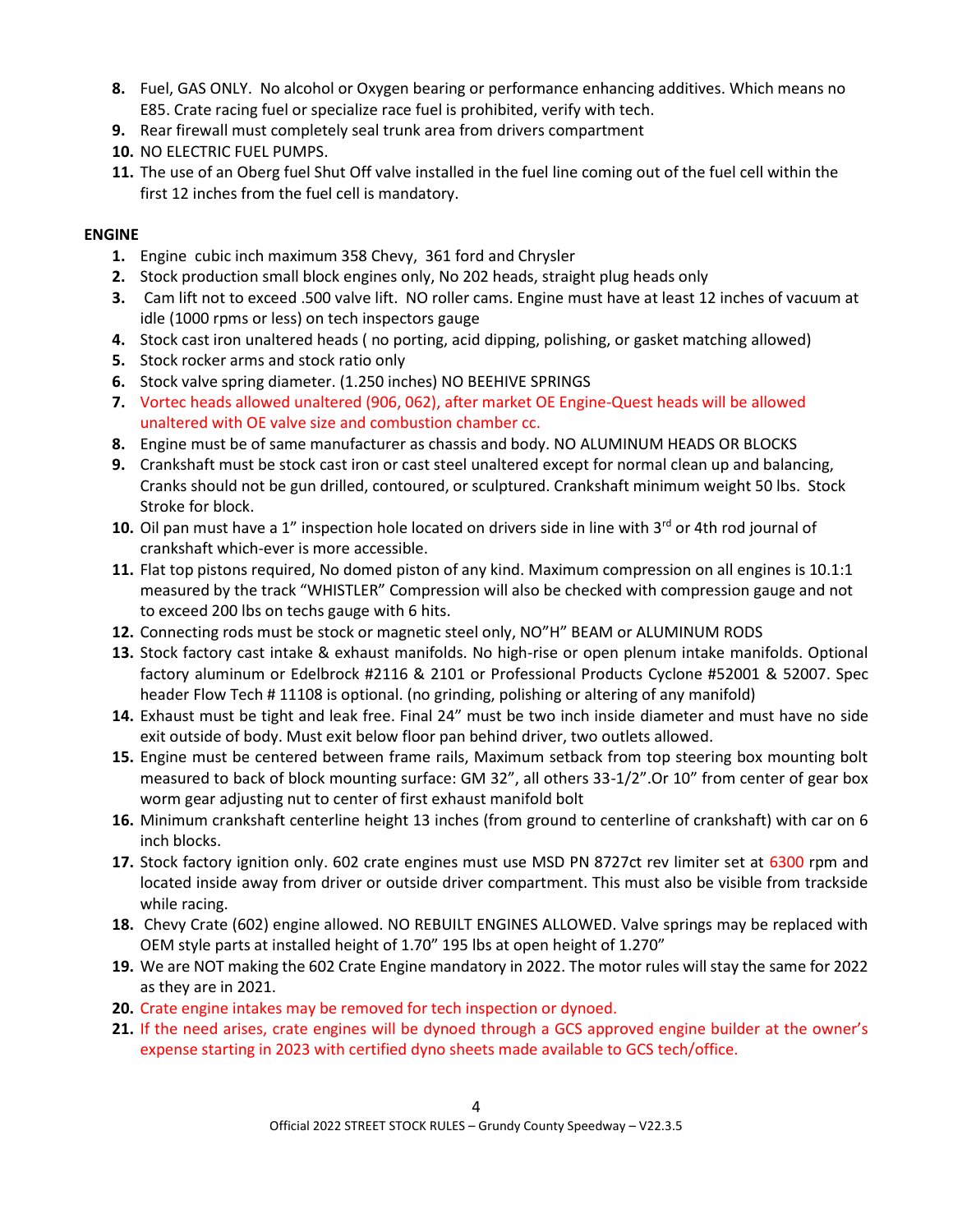8. Fuel, GAS ONLY. No alcohol or Oxygen bearing or performance enhancing additives. Which means no E85. Crate racing fuel or specialize race fuel is prohibited, verify with tech.
9. Rear firewall must completely seal trunk area from drivers compartment
10. NO ELECTRIC FUEL PUMPS.
11. The use of an Oberg fuel Shut Off valve installed in the fuel line coming out of the fuel cell within the first 12 inches from the fuel cell is mandatory.

**ENGINE**

1. Engine cubic inch maximum 358 Chevy, 361 ford and Chrysler
2. Stock production small block engines only, No 202 heads, straight plug heads only
3. Cam lift not to exceed .500 valve lift. NO roller cams. Engine must have at least 12 inches of vacuum at idle (1000 rpms or less) on tech inspectors gauge
4. Stock cast iron unaltered heads ( no porting, acid dipping, polishing, or gasket matching allowed)
5. Stock rocker arms and stock ratio only
6. Stock valve spring diameter. (1.250 inches) NO BEEHIVE SPRINGS
7. Vortec heads allowed unaltered (906, 062), after market OE Engine-Quest heads will be allowed unaltered with OE valve size and combustion chamber cc.
8. Engine must be of same manufacturer as chassis and body. NO ALUMINUM HEADS OR BLOCKS
9. Crankshaft must be stock cast iron or cast steel unaltered except for normal clean up and balancing, Cranks should not be gun drilled, contoured, or sculptured. Crankshaft minimum weight 50 lbs. Stock Stroke for block.
10. Oil pan must have a 1" inspection hole located on drivers side in line with 3rd or 4th rod journal of crankshaft which-ever is more accessible.
11. Flat top pistons required, No domed piston of any kind. Maximum compression on all engines is 10.1:1 measured by the track "WHISTLER" Compression will also be checked with compression gauge and not to exceed 200 lbs on techs gauge with 6 hits.
12. Connecting rods must be stock or magnetic steel only, NO"H" BEAM or ALUMINUM RODS
13. Stock factory cast intake & exhaust manifolds. No high-rise or open plenum intake manifolds. Optional factory aluminum or Edelbrock #2116 & 2101 or Professional Products Cyclone #52001 & 52007. Spec header Flow Tech # 11108 is optional. (no grinding, polishing or altering of any manifold)
14. Exhaust must be tight and leak free. Final 24" must be two inch inside diameter and must have no side exit outside of body. Must exit below floor pan behind driver, two outlets allowed.
15. Engine must be centered between frame rails, Maximum setback from top steering box mounting bolt measured to back of block mounting surface: GM 32", all others 33-1/2".Or 10" from center of gear box worm gear adjusting nut to center of first exhaust manifold bolt
16. Minimum crankshaft centerline height 13 inches (from ground to centerline of crankshaft) with car on 6 inch blocks.
17. Stock factory ignition only. 602 crate engines must use MSD PN 8727ct rev limiter set at 6300 rpm and located inside away from driver or outside driver compartment. This must also be visible from trackside while racing.
18. Chevy Crate (602) engine allowed. NO REBUILT ENGINES ALLOWED. Valve springs may be replaced with OEM style parts at installed height of 1.70" 195 lbs at open height of 1.270"
19. We are NOT making the 602 Crate Engine mandatory in 2022. The motor rules will stay the same for 2022 as they are in 2021.
20. Crate engine intakes may be removed for tech inspection or dynoed.
21. If the need arises, crate engines will be dynoed through a GCS approved engine builder at the owner's expense starting in 2023 with certified dyno sheets made available to GCS tech/office.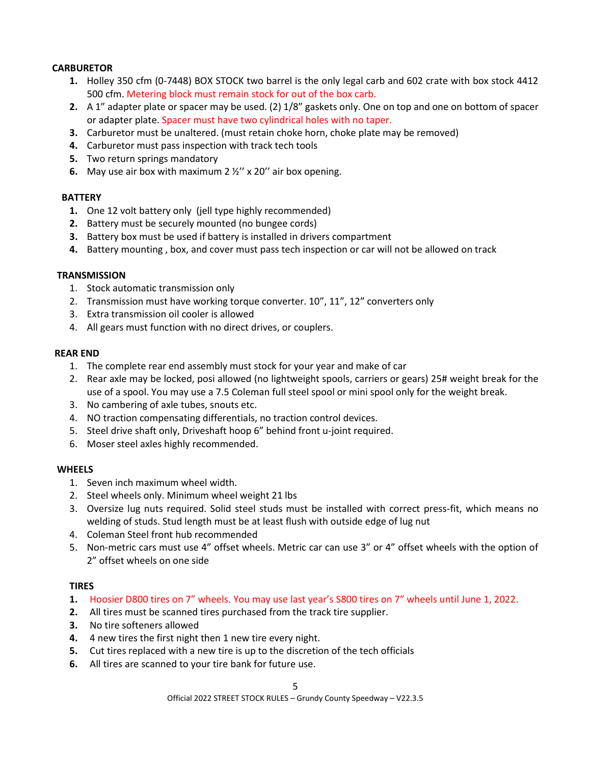## CARBURETOR

1. Holley 350 cfm (0-7448) BOX STOCK two barrel is the only legal carb and 602 crate with box stock 4412 500 cfm. Metering block must remain stock for out of the box carb.
2. A 1" adapter plate or spacer may be used. (2) 1/8" gaskets only. One on top and one on bottom of spacer or adapter plate. Spacer must have two cylindrical holes with no taper.
3. Carburetor must be unaltered. (must retain choke horn, choke plate may be removed)
4. Carburetor must pass inspection with track tech tools
5. Two return springs mandatory
6. May use air box with maximum 2 ½'' x 20'' air box opening.

## BATTERY

1. One 12 volt battery only (jell type highly recommended)
2. Battery must be securely mounted (no bungee cords)
3. Battery box must be used if battery is installed in drivers compartment
4. Battery mounting , box, and cover must pass tech inspection or car will not be allowed on track

## TRANSMISSION

1. Stock automatic transmission only
2. Transmission must have working torque converter. 10", 11", 12" converters only
3. Extra transmission oil cooler is allowed
4. All gears must function with no direct drives, or couplers.

## REAR END

1. The complete rear end assembly must stock for your year and make of car
2. Rear axle may be locked, posi allowed (no lightweight spools, carriers or gears) 25# weight break for the use of a spool. You may use a 7.5 Coleman full steel spool or mini spool only for the weight break.
3. No cambering of axle tubes, snouts etc.
4. NO traction compensating differentials, no traction control devices.
5. Steel drive shaft only, Driveshaft hoop 6" behind front u-joint required.
6. Moser steel axles highly recommended.

## WHEELS

1. Seven inch maximum wheel width.
2. Steel wheels only. Minimum wheel weight 21 lbs
3. Oversize lug nuts required. Solid steel studs must be installed with correct press-fit, which means no welding of studs. Stud length must be at least flush with outside edge of lug nut
4. Coleman Steel front hub recommended
5. Non-metric cars must use 4" offset wheels. Metric car can use 3" or 4" offset wheels with the option of 2" offset wheels on one side

## TIRES

1. Hoosier D800 tires on 7" wheels. You may use last year's S800 tires on 7" wheels until June 1, 2022.
2. All tires must be scanned tires purchased from the track tire supplier.
3. No tire softeners allowed
4. 4 new tires the first night then 1 new tire every night.
5. Cut tires replaced with a new tire is up to the discretion of the tech officials
6. All tires are scanned to your tire bank for future use.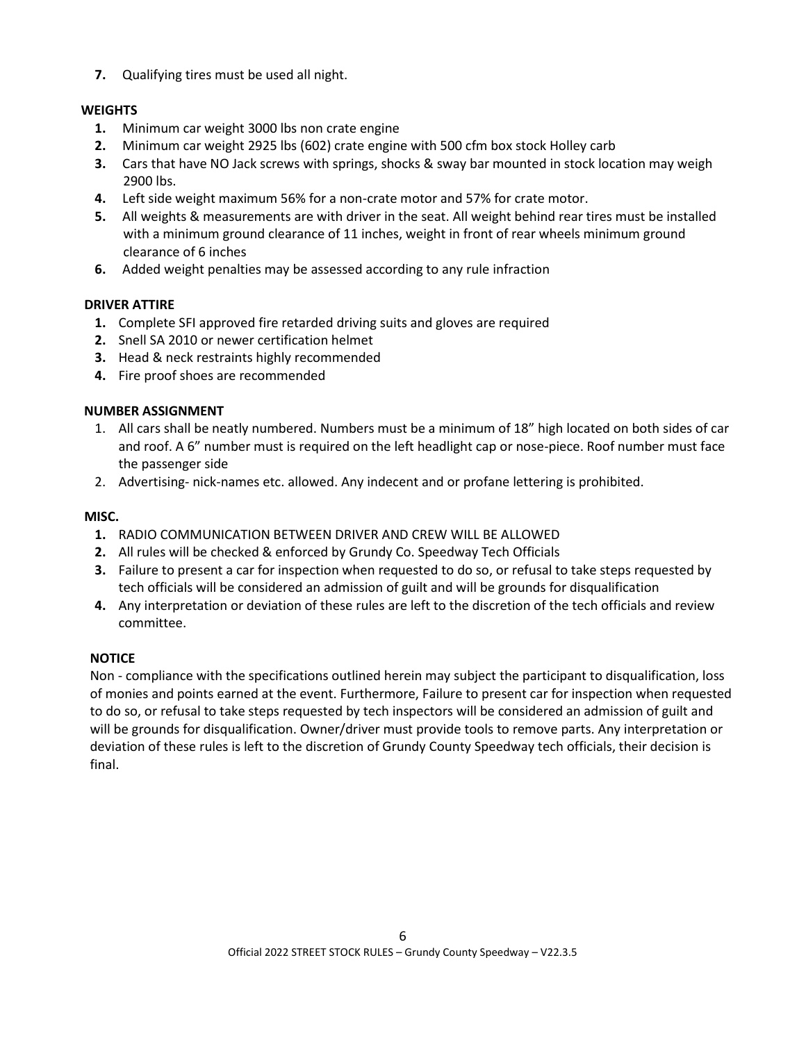7. Qualifying tires must be used all night.

**WEIGHTS**

1. Minimum car weight 3000 lbs non crate engine
2. Minimum car weight 2925 lbs (602) crate engine with 500 cfm box stock Holley carb
3. Cars that have NO Jack screws with springs, shocks & sway bar mounted in stock location may weigh 2900 lbs.
4. Left side weight maximum 56% for a non-crate motor and 57% for crate motor.
5. All weights & measurements are with driver in the seat. All weight behind rear tires must be installed with a minimum ground clearance of 11 inches, weight in front of rear wheels minimum ground clearance of 6 inches
6. Added weight penalties may be assessed according to any rule infraction

**DRIVER ATTIRE**

1. Complete SFI approved fire retarded driving suits and gloves are required
2. Snell SA 2010 or newer certification helmet
3. Head & neck restraints highly recommended
4. Fire proof shoes are recommended

**NUMBER ASSIGNMENT**

1. All cars shall be neatly numbered. Numbers must be a minimum of 18" high located on both sides of car and roof. A 6" number must is required on the left headlight cap or nose-piece. Roof number must face the passenger side
2. Advertising- nick-names etc. allowed. Any indecent and or profane lettering is prohibited.

**MISC.**

1. RADIO COMMUNICATION BETWEEN DRIVER AND CREW WILL BE ALLOWED
2. All rules will be checked & enforced by Grundy Co. Speedway Tech Officials
3. Failure to present a car for inspection when requested to do so, or refusal to take steps requested by tech officials will be considered an admission of guilt and will be grounds for disqualification
4. Any interpretation or deviation of these rules are left to the discretion of the tech officials and review committee.

**NOTICE**

Non - compliance with the specifications outlined herein may subject the participant to disqualification, loss of monies and points earned at the event. Furthermore, Failure to present car for inspection when requested to do so, or refusal to take steps requested by tech inspectors will be considered an admission of guilt and will be grounds for disqualification. Owner/driver must provide tools to remove parts. Any interpretation or deviation of these rules is left to the discretion of Grundy County Speedway tech officials, their decision is final.